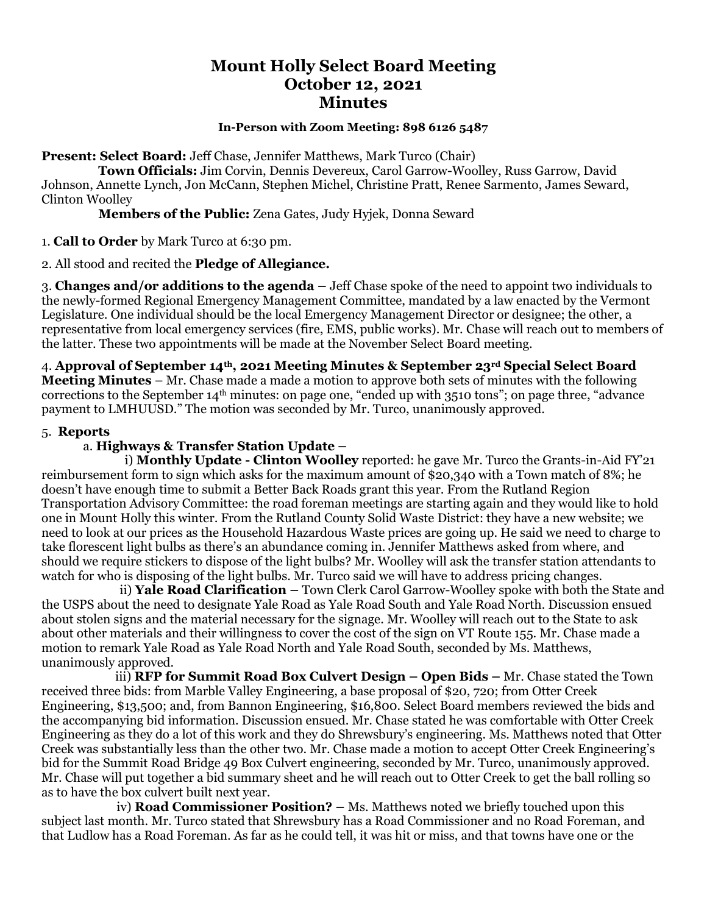# Mount Holly Select Board Meeting
# October 12, 2021
# Minutes

**In-Person with Zoom Meeting: 898 6126 5487**

**Present: Select Board:** Jeff Chase, Jennifer Matthews, Mark Turco (Chair)

**Town Officials:** Jim Corvin, Dennis Devereux, Carol Garrow-Woolley, Russ Garrow, David Johnson, Annette Lynch, Jon McCann, Stephen Michel, Christine Pratt, Renee Sarmento, James Seward, Clinton Woolley

**Members of the Public:** Zena Gates, Judy Hyjek, Donna Seward

1. **Call to Order** by Mark Turco at 6:30 pm.

2. All stood and recited the **Pledge of Allegiance.**

3. **Changes and/or additions to the agenda –** Jeff Chase spoke of the need to appoint two individuals to the newly-formed Regional Emergency Management Committee, mandated by a law enacted by the Vermont Legislature. One individual should be the local Emergency Management Director or designee; the other, a representative from local emergency services (fire, EMS, public works). Mr. Chase will reach out to members of the latter. These two appointments will be made at the November Select Board meeting.

4. **Approval of September 14th, 2021 Meeting Minutes & September 23rd Special Select Board Meeting Minutes** – Mr. Chase made a made a motion to approve both sets of minutes with the following corrections to the September 14th minutes: on page one, "ended up with 3510 tons"; on page three, "advance payment to LMHUUSD." The motion was seconded by Mr. Turco, unanimously approved.

5. **Reports**

a. **Highways & Transfer Station Update –**

i) **Monthly Update - Clinton Woolley** reported: he gave Mr. Turco the Grants-in-Aid FY'21 reimbursement form to sign which asks for the maximum amount of $20,340 with a Town match of 8%; he doesn't have enough time to submit a Better Back Roads grant this year. From the Rutland Region Transportation Advisory Committee: the road foreman meetings are starting again and they would like to hold one in Mount Holly this winter. From the Rutland County Solid Waste District: they have a new website; we need to look at our prices as the Household Hazardous Waste prices are going up. He said we need to charge to take florescent light bulbs as there's an abundance coming in. Jennifer Matthews asked from where, and should we require stickers to dispose of the light bulbs? Mr. Woolley will ask the transfer station attendants to watch for who is disposing of the light bulbs. Mr. Turco said we will have to address pricing changes.

ii) **Yale Road Clarification –** Town Clerk Carol Garrow-Woolley spoke with both the State and the USPS about the need to designate Yale Road as Yale Road South and Yale Road North. Discussion ensued about stolen signs and the material necessary for the signage. Mr. Woolley will reach out to the State to ask about other materials and their willingness to cover the cost of the sign on VT Route 155. Mr. Chase made a motion to remark Yale Road as Yale Road North and Yale Road South, seconded by Ms. Matthews, unanimously approved.

iii) **RFP for Summit Road Box Culvert Design – Open Bids –** Mr. Chase stated the Town received three bids: from Marble Valley Engineering, a base proposal of $20, 720; from Otter Creek Engineering, $13,500; and, from Bannon Engineering, $16,800. Select Board members reviewed the bids and the accompanying bid information. Discussion ensued. Mr. Chase stated he was comfortable with Otter Creek Engineering as they do a lot of this work and they do Shrewsbury's engineering. Ms. Matthews noted that Otter Creek was substantially less than the other two. Mr. Chase made a motion to accept Otter Creek Engineering's bid for the Summit Road Bridge 49 Box Culvert engineering, seconded by Mr. Turco, unanimously approved. Mr. Chase will put together a bid summary sheet and he will reach out to Otter Creek to get the ball rolling so as to have the box culvert built next year.

iv) **Road Commissioner Position? –** Ms. Matthews noted we briefly touched upon this subject last month. Mr. Turco stated that Shrewsbury has a Road Commissioner and no Road Foreman, and that Ludlow has a Road Foreman. As far as he could tell, it was hit or miss, and that towns have one or the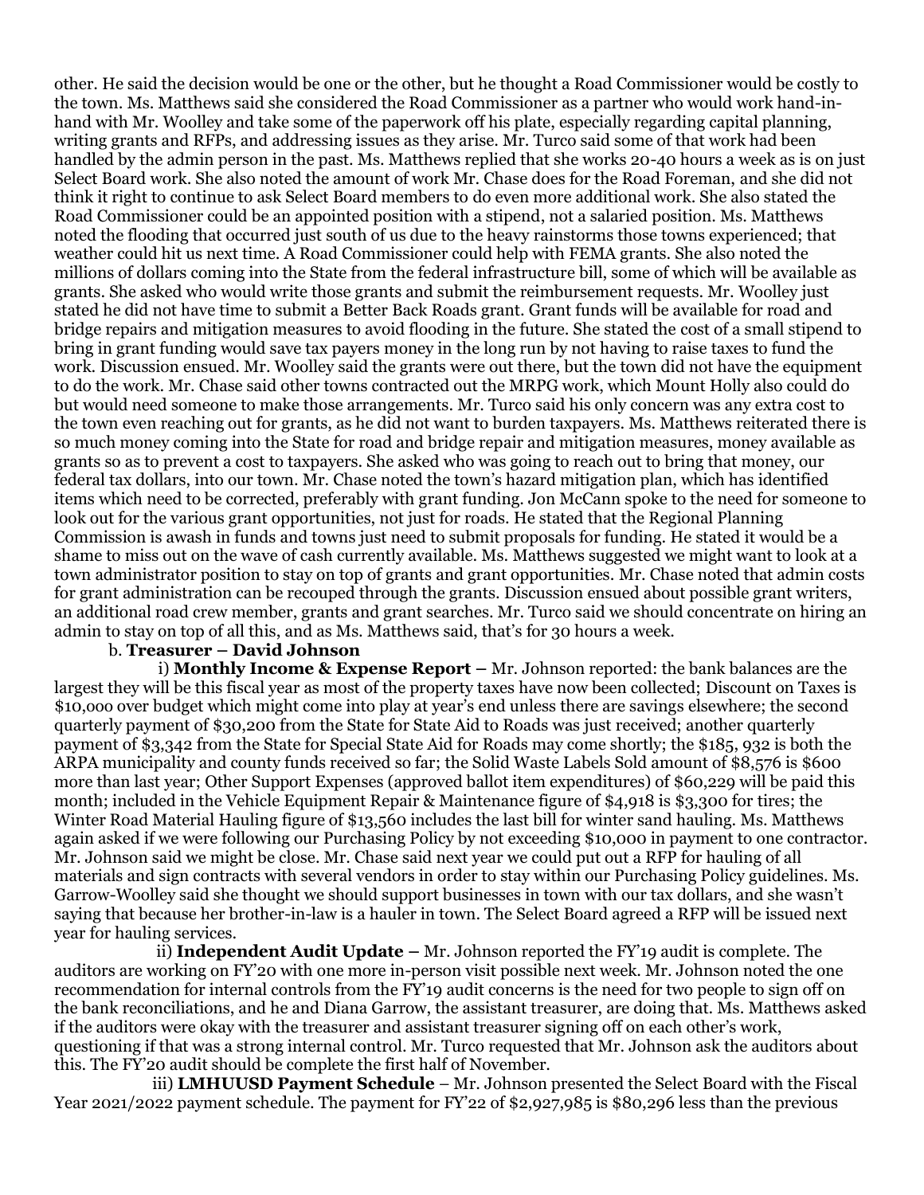other. He said the decision would be one or the other, but he thought a Road Commissioner would be costly to the town. Ms. Matthews said she considered the Road Commissioner as a partner who would work hand-in-hand with Mr. Woolley and take some of the paperwork off his plate, especially regarding capital planning, writing grants and RFPs, and addressing issues as they arise. Mr. Turco said some of that work had been handled by the admin person in the past. Ms. Matthews replied that she works 20-40 hours a week as is on just Select Board work. She also noted the amount of work Mr. Chase does for the Road Foreman, and she did not think it right to continue to ask Select Board members to do even more additional work. She also stated the Road Commissioner could be an appointed position with a stipend, not a salaried position. Ms. Matthews noted the flooding that occurred just south of us due to the heavy rainstorms those towns experienced; that weather could hit us next time. A Road Commissioner could help with FEMA grants. She also noted the millions of dollars coming into the State from the federal infrastructure bill, some of which will be available as grants. She asked who would write those grants and submit the reimbursement requests. Mr. Woolley just stated he did not have time to submit a Better Back Roads grant. Grant funds will be available for road and bridge repairs and mitigation measures to avoid flooding in the future. She stated the cost of a small stipend to bring in grant funding would save tax payers money in the long run by not having to raise taxes to fund the work. Discussion ensued. Mr. Woolley said the grants were out there, but the town did not have the equipment to do the work. Mr. Chase said other towns contracted out the MRPG work, which Mount Holly also could do but would need someone to make those arrangements. Mr. Turco said his only concern was any extra cost to the town even reaching out for grants, as he did not want to burden taxpayers. Ms. Matthews reiterated there is so much money coming into the State for road and bridge repair and mitigation measures, money available as grants so as to prevent a cost to taxpayers. She asked who was going to reach out to bring that money, our federal tax dollars, into our town. Mr. Chase noted the town's hazard mitigation plan, which has identified items which need to be corrected, preferably with grant funding. Jon McCann spoke to the need for someone to look out for the various grant opportunities, not just for roads. He stated that the Regional Planning Commission is awash in funds and towns just need to submit proposals for funding. He stated it would be a shame to miss out on the wave of cash currently available. Ms. Matthews suggested we might want to look at a town administrator position to stay on top of grants and grant opportunities. Mr. Chase noted that admin costs for grant administration can be recouped through the grants. Discussion ensued about possible grant writers, an additional road crew member, grants and grant searches. Mr. Turco said we should concentrate on hiring an admin to stay on top of all this, and as Ms. Matthews said, that's for 30 hours a week.

b. **Treasurer – David Johnson**

i) **Monthly Income & Expense Report –** Mr. Johnson reported: the bank balances are the largest they will be this fiscal year as most of the property taxes have now been collected; Discount on Taxes is $10,000 over budget which might come into play at year's end unless there are savings elsewhere; the second quarterly payment of $30,200 from the State for State Aid to Roads was just received; another quarterly payment of $3,342 from the State for Special State Aid for Roads may come shortly; the $185, 932 is both the ARPA municipality and county funds received so far; the Solid Waste Labels Sold amount of $8,576 is $600 more than last year; Other Support Expenses (approved ballot item expenditures) of $60,229 will be paid this month; included in the Vehicle Equipment Repair & Maintenance figure of $4,918 is $3,300 for tires; the Winter Road Material Hauling figure of $13,560 includes the last bill for winter sand hauling. Ms. Matthews again asked if we were following our Purchasing Policy by not exceeding $10,000 in payment to one contractor. Mr. Johnson said we might be close. Mr. Chase said next year we could put out a RFP for hauling of all materials and sign contracts with several vendors in order to stay within our Purchasing Policy guidelines. Ms. Garrow-Woolley said she thought we should support businesses in town with our tax dollars, and she wasn't saying that because her brother-in-law is a hauler in town. The Select Board agreed a RFP will be issued next year for hauling services.

ii) **Independent Audit Update –** Mr. Johnson reported the FY'19 audit is complete. The auditors are working on FY'20 with one more in-person visit possible next week. Mr. Johnson noted the one recommendation for internal controls from the FY'19 audit concerns is the need for two people to sign off on the bank reconciliations, and he and Diana Garrow, the assistant treasurer, are doing that. Ms. Matthews asked if the auditors were okay with the treasurer and assistant treasurer signing off on each other's work, questioning if that was a strong internal control. Mr. Turco requested that Mr. Johnson ask the auditors about this. The FY'20 audit should be complete the first half of November.

iii) **LMHUUSD Payment Schedule** – Mr. Johnson presented the Select Board with the Fiscal Year 2021/2022 payment schedule. The payment for FY'22 of $2,927,985 is $80,296 less than the previous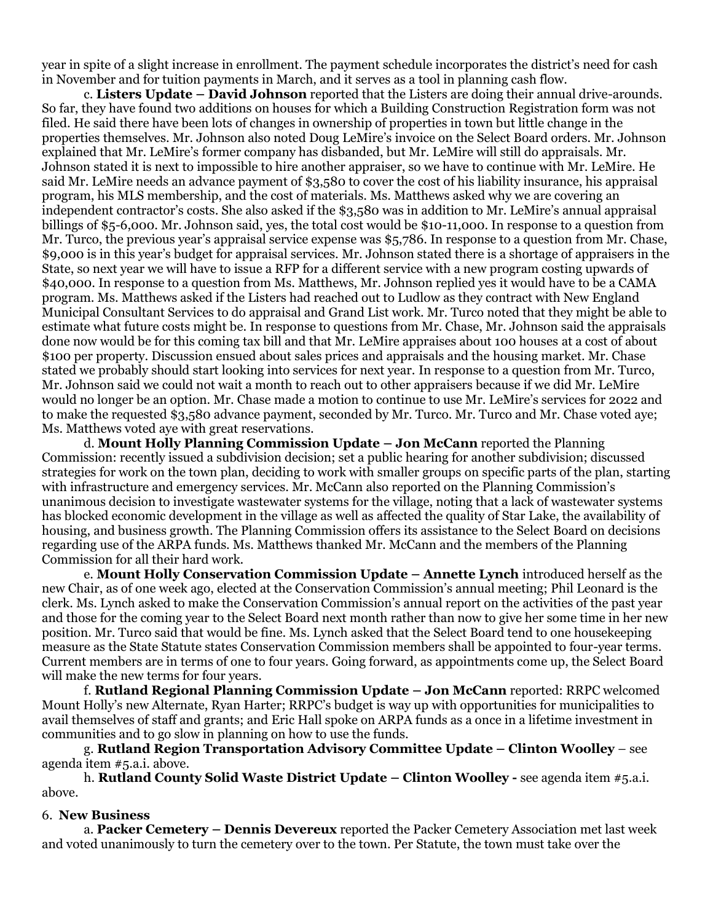year in spite of a slight increase in enrollment. The payment schedule incorporates the district's need for cash in November and for tuition payments in March, and it serves as a tool in planning cash flow.

c. **Listers Update – David Johnson** reported that the Listers are doing their annual drive-arounds. So far, they have found two additions on houses for which a Building Construction Registration form was not filed. He said there have been lots of changes in ownership of properties in town but little change in the properties themselves. Mr. Johnson also noted Doug LeMire's invoice on the Select Board orders. Mr. Johnson explained that Mr. LeMire's former company has disbanded, but Mr. LeMire will still do appraisals. Mr. Johnson stated it is next to impossible to hire another appraiser, so we have to continue with Mr. LeMire. He said Mr. LeMire needs an advance payment of $3,580 to cover the cost of his liability insurance, his appraisal program, his MLS membership, and the cost of materials. Ms. Matthews asked why we are covering an independent contractor's costs. She also asked if the $3,580 was in addition to Mr. LeMire's annual appraisal billings of $5-6,000. Mr. Johnson said, yes, the total cost would be $10-11,000. In response to a question from Mr. Turco, the previous year's appraisal service expense was $5,786. In response to a question from Mr. Chase, $9,000 is in this year's budget for appraisal services. Mr. Johnson stated there is a shortage of appraisers in the State, so next year we will have to issue a RFP for a different service with a new program costing upwards of $40,000. In response to a question from Ms. Matthews, Mr. Johnson replied yes it would have to be a CAMA program. Ms. Matthews asked if the Listers had reached out to Ludlow as they contract with New England Municipal Consultant Services to do appraisal and Grand List work. Mr. Turco noted that they might be able to estimate what future costs might be. In response to questions from Mr. Chase, Mr. Johnson said the appraisals done now would be for this coming tax bill and that Mr. LeMire appraises about 100 houses at a cost of about $100 per property. Discussion ensued about sales prices and appraisals and the housing market. Mr. Chase stated we probably should start looking into services for next year. In response to a question from Mr. Turco, Mr. Johnson said we could not wait a month to reach out to other appraisers because if we did Mr. LeMire would no longer be an option. Mr. Chase made a motion to continue to use Mr. LeMire's services for 2022 and to make the requested $3,580 advance payment, seconded by Mr. Turco. Mr. Turco and Mr. Chase voted aye; Ms. Matthews voted aye with great reservations.

d. **Mount Holly Planning Commission Update – Jon McCann** reported the Planning Commission: recently issued a subdivision decision; set a public hearing for another subdivision; discussed strategies for work on the town plan, deciding to work with smaller groups on specific parts of the plan, starting with infrastructure and emergency services. Mr. McCann also reported on the Planning Commission's unanimous decision to investigate wastewater systems for the village, noting that a lack of wastewater systems has blocked economic development in the village as well as affected the quality of Star Lake, the availability of housing, and business growth. The Planning Commission offers its assistance to the Select Board on decisions regarding use of the ARPA funds. Ms. Matthews thanked Mr. McCann and the members of the Planning Commission for all their hard work.

e. **Mount Holly Conservation Commission Update – Annette Lynch** introduced herself as the new Chair, as of one week ago, elected at the Conservation Commission's annual meeting; Phil Leonard is the clerk. Ms. Lynch asked to make the Conservation Commission's annual report on the activities of the past year and those for the coming year to the Select Board next month rather than now to give her some time in her new position. Mr. Turco said that would be fine. Ms. Lynch asked that the Select Board tend to one housekeeping measure as the State Statute states Conservation Commission members shall be appointed to four-year terms. Current members are in terms of one to four years. Going forward, as appointments come up, the Select Board will make the new terms for four years.

f. **Rutland Regional Planning Commission Update – Jon McCann** reported: RRPC welcomed Mount Holly's new Alternate, Ryan Harter; RRPC's budget is way up with opportunities for municipalities to avail themselves of staff and grants; and Eric Hall spoke on ARPA funds as a once in a lifetime investment in communities and to go slow in planning on how to use the funds.

g. **Rutland Region Transportation Advisory Committee Update – Clinton Woolley** – see agenda item #5.a.i. above.

h. **Rutland County Solid Waste District Update – Clinton Woolley -** see agenda item #5.a.i. above.

6. **New Business**

a. **Packer Cemetery – Dennis Devereux** reported the Packer Cemetery Association met last week and voted unanimously to turn the cemetery over to the town. Per Statute, the town must take over the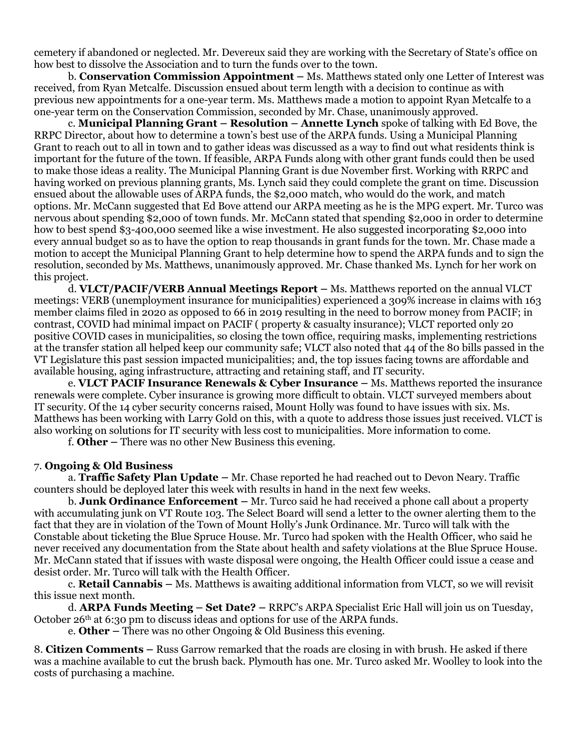cemetery if abandoned or neglected. Mr. Devereux said they are working with the Secretary of State's office on how best to dissolve the Association and to turn the funds over to the town.

b. **Conservation Commission Appointment –** Ms. Matthews stated only one Letter of Interest was received, from Ryan Metcalfe. Discussion ensued about term length with a decision to continue as with previous new appointments for a one-year term. Ms. Matthews made a motion to appoint Ryan Metcalfe to a one-year term on the Conservation Commission, seconded by Mr. Chase, unanimously approved.

c. **Municipal Planning Grant – Resolution – Annette Lynch** spoke of talking with Ed Bove, the RRPC Director, about how to determine a town's best use of the ARPA funds. Using a Municipal Planning Grant to reach out to all in town and to gather ideas was discussed as a way to find out what residents think is important for the future of the town. If feasible, ARPA Funds along with other grant funds could then be used to make those ideas a reality. The Municipal Planning Grant is due November first. Working with RRPC and having worked on previous planning grants, Ms. Lynch said they could complete the grant on time. Discussion ensued about the allowable uses of ARPA funds, the $2,000 match, who would do the work, and match options. Mr. McCann suggested that Ed Bove attend our ARPA meeting as he is the MPG expert. Mr. Turco was nervous about spending $2,000 of town funds. Mr. McCann stated that spending $2,000 in order to determine how to best spend $3-400,000 seemed like a wise investment. He also suggested incorporating $2,000 into every annual budget so as to have the option to reap thousands in grant funds for the town. Mr. Chase made a motion to accept the Municipal Planning Grant to help determine how to spend the ARPA funds and to sign the resolution, seconded by Ms. Matthews, unanimously approved. Mr. Chase thanked Ms. Lynch for her work on this project.

d. **VLCT/PACIF/VERB Annual Meetings Report –** Ms. Matthews reported on the annual VLCT meetings: VERB (unemployment insurance for municipalities) experienced a 309% increase in claims with 163 member claims filed in 2020 as opposed to 66 in 2019 resulting in the need to borrow money from PACIF; in contrast, COVID had minimal impact on PACIF ( property & casualty insurance); VLCT reported only 20 positive COVID cases in municipalities, so closing the town office, requiring masks, implementing restrictions at the transfer station all helped keep our community safe; VLCT also noted that 44 of the 80 bills passed in the VT Legislature this past session impacted municipalities; and, the top issues facing towns are affordable and available housing, aging infrastructure, attracting and retaining staff, and IT security.

e. **VLCT PACIF Insurance Renewals & Cyber Insurance –** Ms. Matthews reported the insurance renewals were complete. Cyber insurance is growing more difficult to obtain. VLCT surveyed members about IT security. Of the 14 cyber security concerns raised, Mount Holly was found to have issues with six. Ms. Matthews has been working with Larry Gold on this, with a quote to address those issues just received. VLCT is also working on solutions for IT security with less cost to municipalities. More information to come.

f. **Other –** There was no other New Business this evening.

7. **Ongoing & Old Business**

a. **Traffic Safety Plan Update –** Mr. Chase reported he had reached out to Devon Neary. Traffic counters should be deployed later this week with results in hand in the next few weeks.

b. **Junk Ordinance Enforcement –** Mr. Turco said he had received a phone call about a property with accumulating junk on VT Route 103. The Select Board will send a letter to the owner alerting them to the fact that they are in violation of the Town of Mount Holly's Junk Ordinance. Mr. Turco will talk with the Constable about ticketing the Blue Spruce House. Mr. Turco had spoken with the Health Officer, who said he never received any documentation from the State about health and safety violations at the Blue Spruce House. Mr. McCann stated that if issues with waste disposal were ongoing, the Health Officer could issue a cease and desist order. Mr. Turco will talk with the Health Officer.

c. **Retail Cannabis –** Ms. Matthews is awaiting additional information from VLCT, so we will revisit this issue next month.

d. **ARPA Funds Meeting – Set Date? –** RRPC's ARPA Specialist Eric Hall will join us on Tuesday, October 26th at 6:30 pm to discuss ideas and options for use of the ARPA funds.

e. **Other –** There was no other Ongoing & Old Business this evening.

8. **Citizen Comments –** Russ Garrow remarked that the roads are closing in with brush. He asked if there was a machine available to cut the brush back. Plymouth has one. Mr. Turco asked Mr. Woolley to look into the costs of purchasing a machine.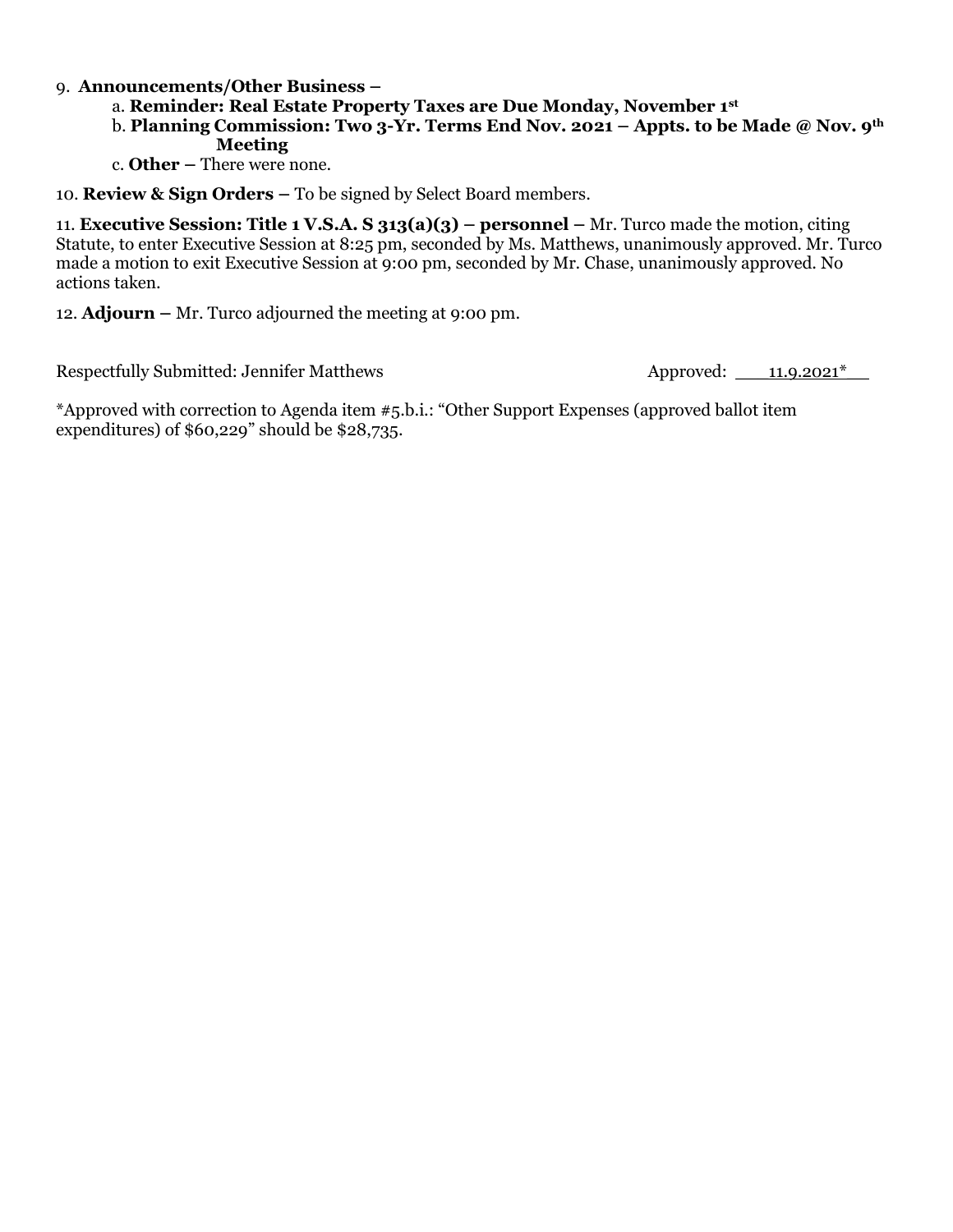9. **Announcements/Other Business –**
   a. **Reminder: Real Estate Property Taxes are Due Monday, November 1st**
   b. **Planning Commission: Two 3-Yr. Terms End Nov. 2021 – Appts. to be Made @ Nov. 9th Meeting**
   c. **Other –** There were none.

10. **Review & Sign Orders –** To be signed by Select Board members.

11. **Executive Session: Title 1 V.S.A. S 313(a)(3) – personnel –** Mr. Turco made the motion, citing Statute, to enter Executive Session at 8:25 pm, seconded by Ms. Matthews, unanimously approved. Mr. Turco made a motion to exit Executive Session at 9:00 pm, seconded by Mr. Chase, unanimously approved. No actions taken.

12. **Adjourn –** Mr. Turco adjourned the meeting at 9:00 pm.

Respectfully Submitted: Jennifer Matthews

Approved: 11.9.2021*

*Approved with correction to Agenda item #5.b.i.: "Other Support Expenses (approved ballot item expenditures) of $60,229" should be $28,735.